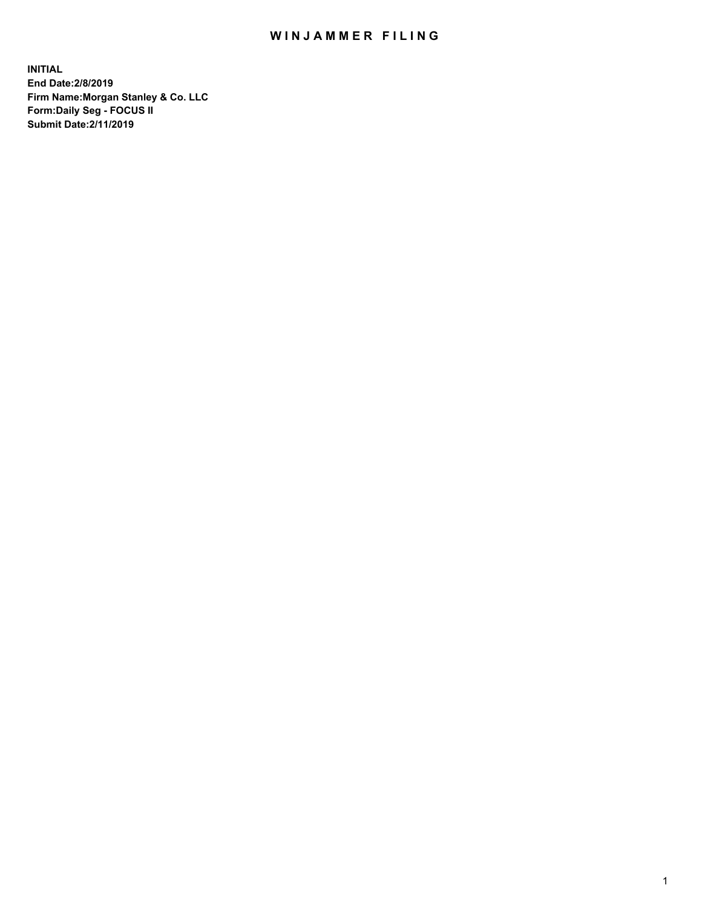# WINJAMMER FILING

**INITIAL**
**End Date:2/8/2019**
**Firm Name:Morgan Stanley & Co. LLC**
**Form:Daily Seg - FOCUS II**
**Submit Date:2/11/2019**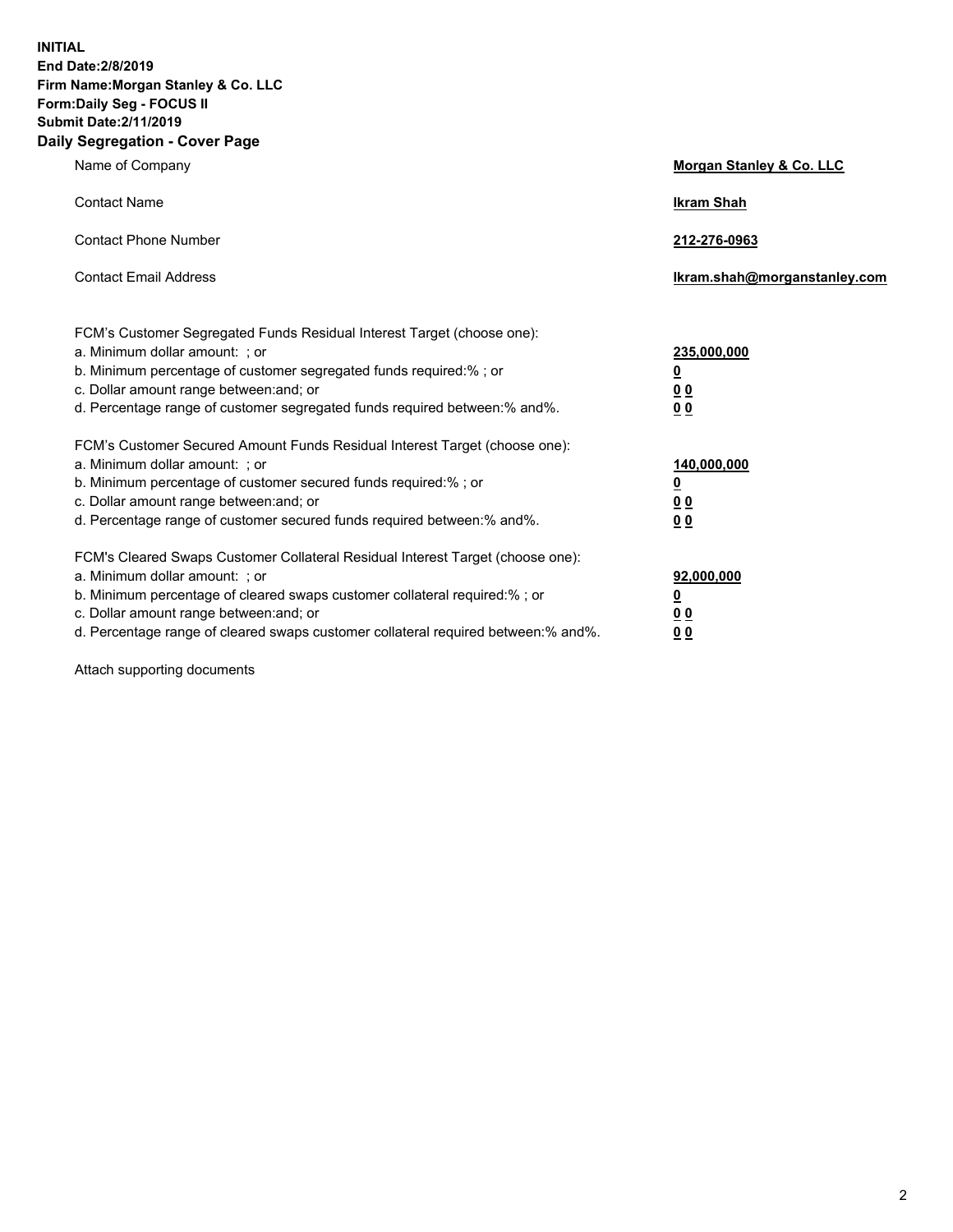**INITIAL**
**End Date:2/8/2019**
**Firm Name:Morgan Stanley & Co. LLC**
**Form:Daily Seg - FOCUS II**
**Submit Date:2/11/2019**

## Daily Segregation - Cover Page

| | |
|---|---|
| Name of Company | **Morgan Stanley & Co. LLC** |
| Contact Name | **Ikram Shah** |
| Contact Phone Number | **212-276-0963** |
| Contact Email Address | **Ikram.shah@morganstanley.com** |

| | |
|---|---|
| FCM's Customer Segregated Funds Residual Interest Target (choose one): | |
| a. Minimum dollar amount: ; or | **235,000,000** |
| b. Minimum percentage of customer segregated funds required:% ; or | **0** |
| c. Dollar amount range between:and; or | **0 0** |
| d. Percentage range of customer segregated funds required between:% and%. | **0 0** |
| FCM's Customer Secured Amount Funds Residual Interest Target (choose one): | |
| a. Minimum dollar amount: ; or | **140,000,000** |
| b. Minimum percentage of customer secured funds required:% ; or | **0** |
| c. Dollar amount range between:and; or | **0 0** |
| d. Percentage range of customer secured funds required between:% and%. | **0 0** |
| FCM's Cleared Swaps Customer Collateral Residual Interest Target (choose one): | |
| a. Minimum dollar amount: ; or | **92,000,000** |
| b. Minimum percentage of cleared swaps customer collateral required:% ; or | **0** |
| c. Dollar amount range between:and; or | **0 0** |
| d. Percentage range of cleared swaps customer collateral required between:% and%. | **0 0** |

Attach supporting documents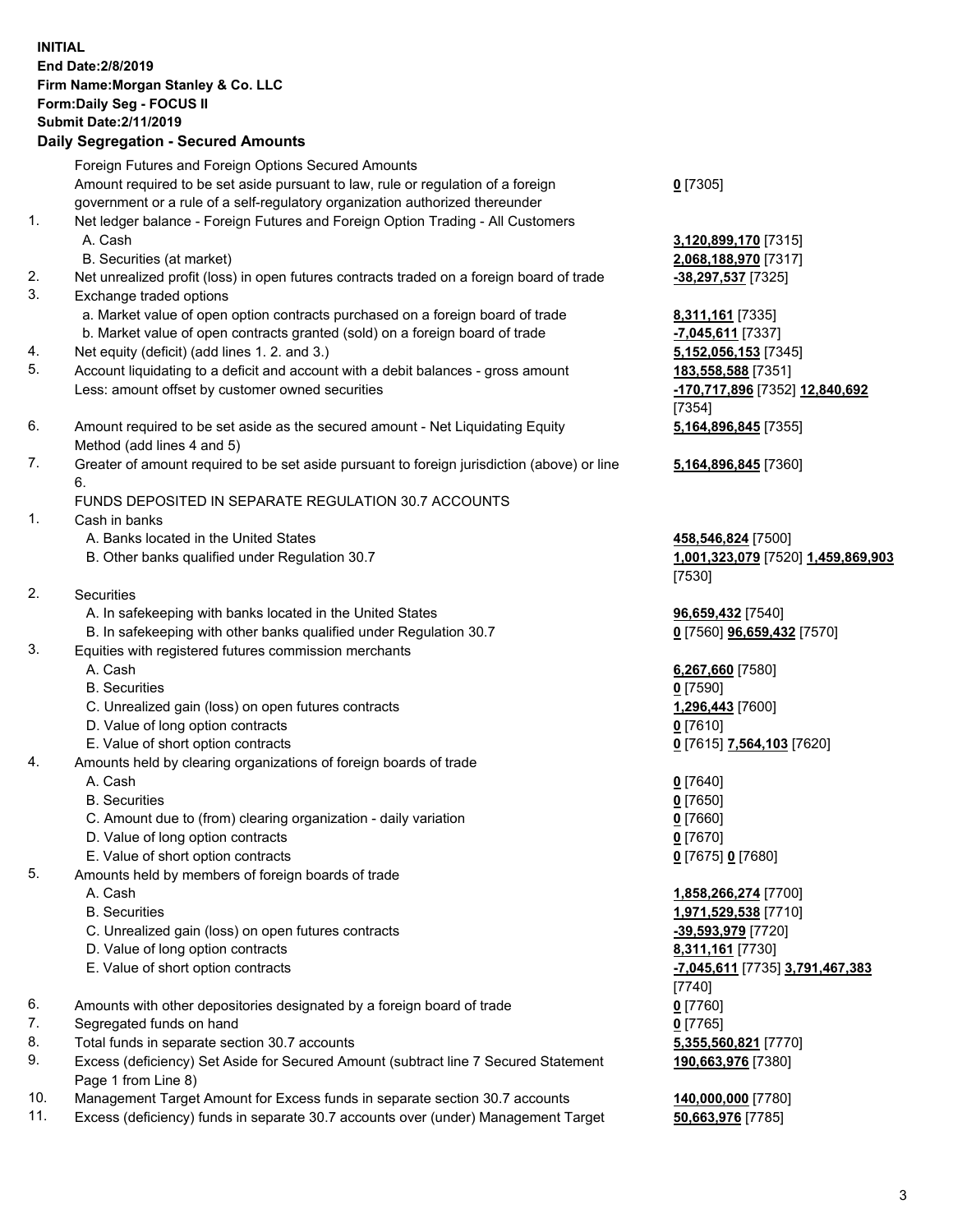**INITIAL**
**End Date:2/8/2019**
**Firm Name:Morgan Stanley & Co. LLC**
**Form:Daily Seg - FOCUS II**
**Submit Date:2/11/2019**

## Daily Segregation - Secured Amounts

| | | |
|---|---|---|
| | Foreign Futures and Foreign Options Secured Amounts | |
| | Amount required to be set aside pursuant to law, rule or regulation of a foreign government or a rule of a self-regulatory organization authorized thereunder | **0** [7305] |
| 1. | Net ledger balance - Foreign Futures and Foreign Option Trading - All Customers | |
| | A. Cash | **3,120,899,170** [7315] |
| | B. Securities (at market) | **2,068,188,970** [7317] |
| 2. | Net unrealized profit (loss) in open futures contracts traded on a foreign board of trade | **-38,297,537** [7325] |
| 3. | Exchange traded options | |
| | a. Market value of open option contracts purchased on a foreign board of trade | **8,311,161** [7335] |
| | b. Market value of open contracts granted (sold) on a foreign board of trade | **-7,045,611** [7337] |
| 4. | Net equity (deficit) (add lines 1. 2. and 3.) | **5,152,056,153** [7345] |
| 5. | Account liquidating to a deficit and account with a debit balances - gross amount | **183,558,588** [7351] |
| | Less: amount offset by customer owned securities | **-170,717,896** [7352] **12,840,692** [7354] |
| 6. | Amount required to be set aside as the secured amount - Net Liquidating Equity Method (add lines 4 and 5) | **5,164,896,845** [7355] |
| 7. | Greater of amount required to be set aside pursuant to foreign jurisdiction (above) or line 6. | **5,164,896,845** [7360] |
| | FUNDS DEPOSITED IN SEPARATE REGULATION 30.7 ACCOUNTS | |
| 1. | Cash in banks | |
| | A. Banks located in the United States | **458,546,824** [7500] |
| | B. Other banks qualified under Regulation 30.7 | **1,001,323,079** [7520] **1,459,869,903** [7530] |
| 2. | Securities | |
| | A. In safekeeping with banks located in the United States | **96,659,432** [7540] |
| | B. In safekeeping with other banks qualified under Regulation 30.7 | **0** [7560] **96,659,432** [7570] |
| 3. | Equities with registered futures commission merchants | |
| | A. Cash | **6,267,660** [7580] |
| | B. Securities | **0** [7590] |
| | C. Unrealized gain (loss) on open futures contracts | **1,296,443** [7600] |
| | D. Value of long option contracts | **0** [7610] |
| | E. Value of short option contracts | **0** [7615] **7,564,103** [7620] |
| 4. | Amounts held by clearing organizations of foreign boards of trade | |
| | A. Cash | **0** [7640] |
| | B. Securities | **0** [7650] |
| | C. Amount due to (from) clearing organization - daily variation | **0** [7660] |
| | D. Value of long option contracts | **0** [7670] |
| | E. Value of short option contracts | **0** [7675] **0** [7680] |
| 5. | Amounts held by members of foreign boards of trade | |
| | A. Cash | **1,858,266,274** [7700] |
| | B. Securities | **1,971,529,538** [7710] |
| | C. Unrealized gain (loss) on open futures contracts | **-39,593,979** [7720] |
| | D. Value of long option contracts | **8,311,161** [7730] |
| | E. Value of short option contracts | **-7,045,611** [7735] **3,791,467,383** [7740] |
| 6. | Amounts with other depositories designated by a foreign board of trade | **0** [7760] |
| 7. | Segregated funds on hand | **0** [7765] |
| 8. | Total funds in separate section 30.7 accounts | **5,355,560,821** [7770] |
| 9. | Excess (deficiency) Set Aside for Secured Amount (subtract line 7 Secured Statement Page 1 from Line 8) | **190,663,976** [7380] |
| 10. | Management Target Amount for Excess funds in separate section 30.7 accounts | **140,000,000** [7780] |
| 11. | Excess (deficiency) funds in separate 30.7 accounts over (under) Management Target | **50,663,976** [7785] |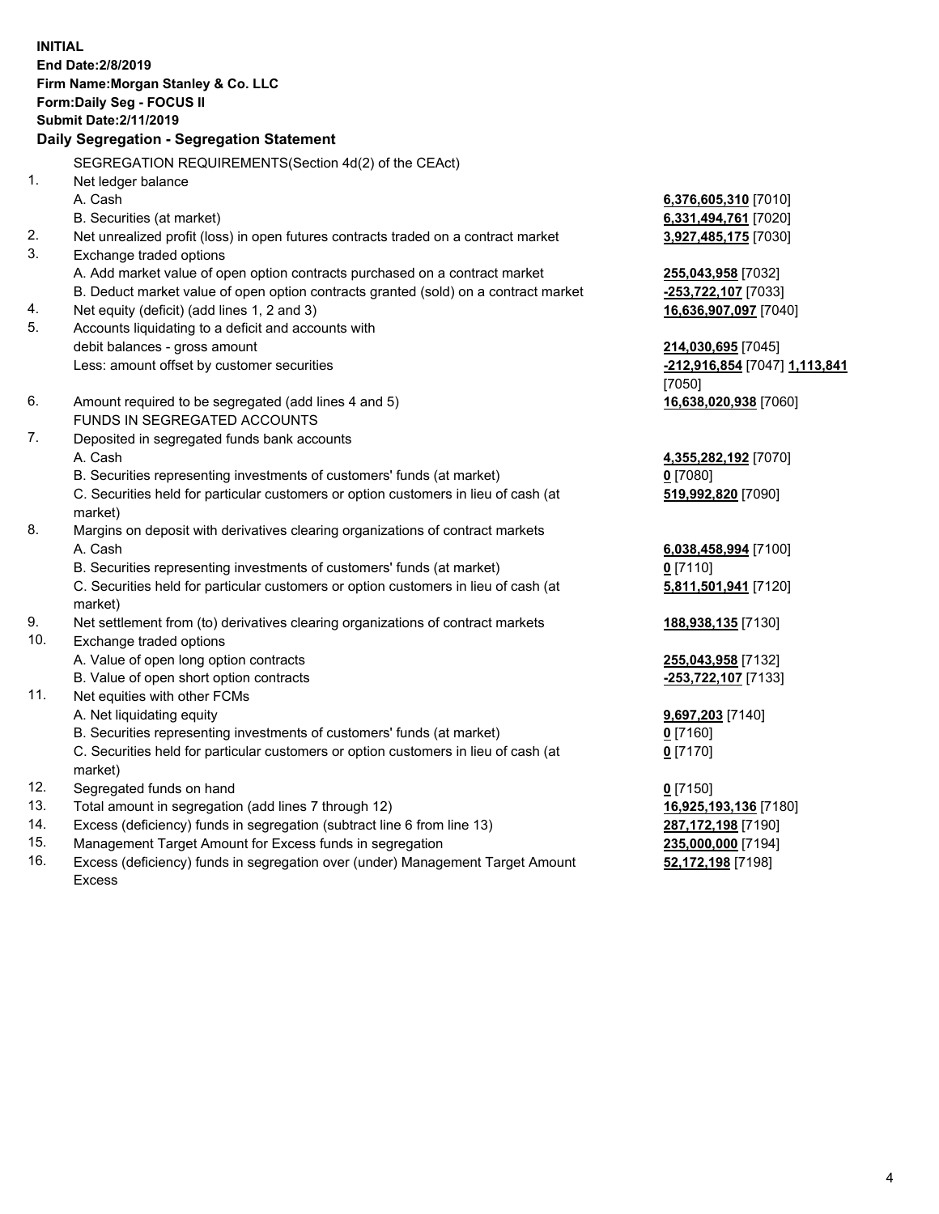**INITIAL**
**End Date:2/8/2019**
**Firm Name:Morgan Stanley & Co. LLC**
**Form:Daily Seg - FOCUS II**
**Submit Date:2/11/2019**

## Daily Segregation - Segregation Statement

SEGREGATION REQUIREMENTS(Section 4d(2) of the CEAct)

| | | |
|---|---|---|
| 1. | Net ledger balance | |
| | A. Cash | **6,376,605,310** [7010] |
| | B. Securities (at market) | **6,331,494,761** [7020] |
| 2. | Net unrealized profit (loss) in open futures contracts traded on a contract market | **3,927,485,175** [7030] |
| 3. | Exchange traded options | |
| | A. Add market value of open option contracts purchased on a contract market | **255,043,958** [7032] |
| | B. Deduct market value of open option contracts granted (sold) on a contract market | **-253,722,107** [7033] |
| 4. | Net equity (deficit) (add lines 1, 2 and 3) | **16,636,907,097** [7040] |
| 5. | Accounts liquidating to a deficit and accounts with debit balances - gross amount | **214,030,695** [7045] |
| | Less: amount offset by customer securities | **-212,916,854** [7047] **1,113,841** [7050] |
| 6. | Amount required to be segregated (add lines 4 and 5) | **16,638,020,938** [7060] |
| | FUNDS IN SEGREGATED ACCOUNTS | |
| 7. | Deposited in segregated funds bank accounts | |
| | A. Cash | **4,355,282,192** [7070] |
| | B. Securities representing investments of customers' funds (at market) | **0** [7080] |
| | C. Securities held for particular customers or option customers in lieu of cash (at market) | **519,992,820** [7090] |
| 8. | Margins on deposit with derivatives clearing organizations of contract markets | |
| | A. Cash | **6,038,458,994** [7100] |
| | B. Securities representing investments of customers' funds (at market) | **0** [7110] |
| | C. Securities held for particular customers or option customers in lieu of cash (at market) | **5,811,501,941** [7120] |
| 9. | Net settlement from (to) derivatives clearing organizations of contract markets | **188,938,135** [7130] |
| 10. | Exchange traded options | |
| | A. Value of open long option contracts | **255,043,958** [7132] |
| | B. Value of open short option contracts | **-253,722,107** [7133] |
| 11. | Net equities with other FCMs | |
| | A. Net liquidating equity | **9,697,203** [7140] |
| | B. Securities representing investments of customers' funds (at market) | **0** [7160] |
| | C. Securities held for particular customers or option customers in lieu of cash (at market) | **0** [7170] |
| 12. | Segregated funds on hand | **0** [7150] |
| 13. | Total amount in segregation (add lines 7 through 12) | **16,925,193,136** [7180] |
| 14. | Excess (deficiency) funds in segregation (subtract line 6 from line 13) | **287,172,198** [7190] |
| 15. | Management Target Amount for Excess funds in segregation | **235,000,000** [7194] |
| 16. | Excess (deficiency) funds in segregation over (under) Management Target Amount Excess | **52,172,198** [7198] |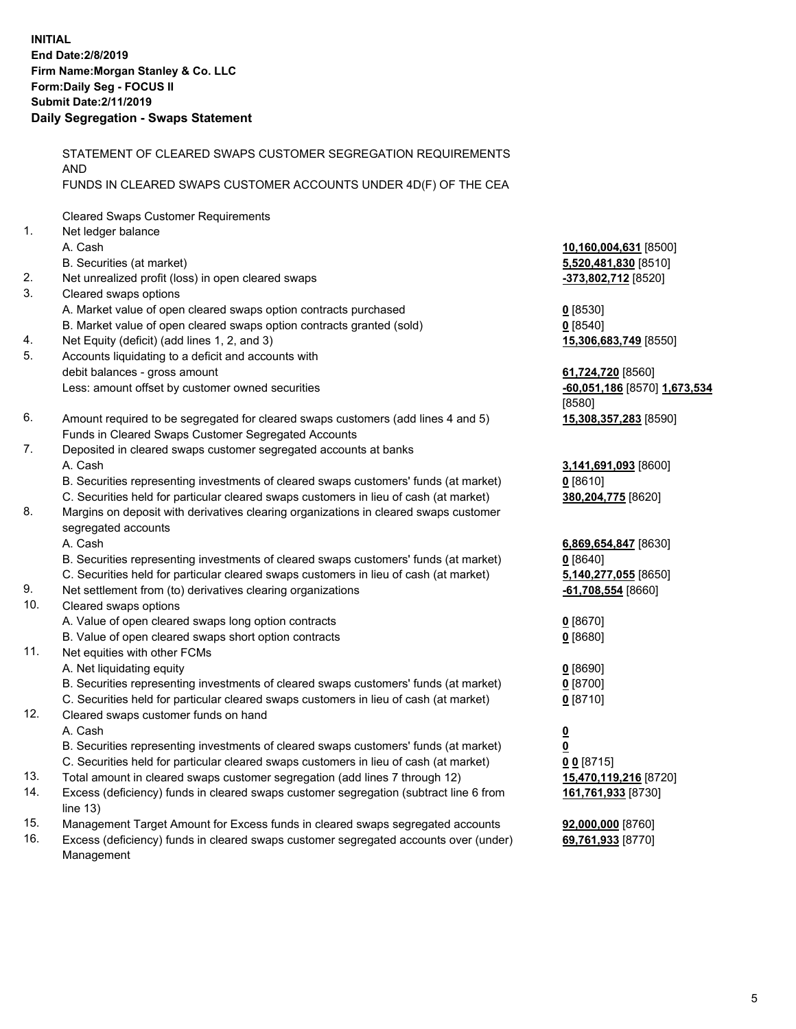**INITIAL**
**End Date:2/8/2019**
**Firm Name:Morgan Stanley & Co. LLC**
**Form:Daily Seg - FOCUS II**
**Submit Date:2/11/2019**
**Daily Segregation - Swaps Statement**

STATEMENT OF CLEARED SWAPS CUSTOMER SEGREGATION REQUIREMENTS AND FUNDS IN CLEARED SWAPS CUSTOMER ACCOUNTS UNDER 4D(F) OF THE CEA

| | | |
|---|---|---|
| | Cleared Swaps Customer Requirements | |
| 1. | Net ledger balance | |
| | A. Cash | **10,160,004,631** [8500] |
| | B. Securities (at market) | **5,520,481,830** [8510] |
| 2. | Net unrealized profit (loss) in open cleared swaps | **-373,802,712** [8520] |
| 3. | Cleared swaps options | |
| | A. Market value of open cleared swaps option contracts purchased | **0** [8530] |
| | B. Market value of open cleared swaps option contracts granted (sold) | **0** [8540] |
| 4. | Net Equity (deficit) (add lines 1, 2, and 3) | **15,306,683,749** [8550] |
| 5. | Accounts liquidating to a deficit and accounts with debit balances - gross amount | **61,724,720** [8560] |
| | Less: amount offset by customer owned securities | **-60,051,186** [8570] **1,673,534** [8580] |
| 6. | Amount required to be segregated for cleared swaps customers (add lines 4 and 5) | **15,308,357,283** [8590] |
| | Funds in Cleared Swaps Customer Segregated Accounts | |
| 7. | Deposited in cleared swaps customer segregated accounts at banks | |
| | A. Cash | **3,141,691,093** [8600] |
| | B. Securities representing investments of cleared swaps customers' funds (at market) | **0** [8610] |
| | C. Securities held for particular cleared swaps customers in lieu of cash (at market) | **380,204,775** [8620] |
| 8. | Margins on deposit with derivatives clearing organizations in cleared swaps customer segregated accounts | |
| | A. Cash | **6,869,654,847** [8630] |
| | B. Securities representing investments of cleared swaps customers' funds (at market) | **0** [8640] |
| | C. Securities held for particular cleared swaps customers in lieu of cash (at market) | **5,140,277,055** [8650] |
| 9. | Net settlement from (to) derivatives clearing organizations | **-61,708,554** [8660] |
| 10. | Cleared swaps options | |
| | A. Value of open cleared swaps long option contracts | **0** [8670] |
| | B. Value of open cleared swaps short option contracts | **0** [8680] |
| 11. | Net equities with other FCMs | |
| | A. Net liquidating equity | **0** [8690] |
| | B. Securities representing investments of cleared swaps customers' funds (at market) | **0** [8700] |
| | C. Securities held for particular cleared swaps customers in lieu of cash (at market) | **0** [8710] |
| 12. | Cleared swaps customer funds on hand | |
| | A. Cash | **0** |
| | B. Securities representing investments of cleared swaps customers' funds (at market) | **0** |
| | C. Securities held for particular cleared swaps customers in lieu of cash (at market) | **0** **0** [8715] |
| 13. | Total amount in cleared swaps customer segregation (add lines 7 through 12) | **15,470,119,216** [8720] |
| 14. | Excess (deficiency) funds in cleared swaps customer segregation (subtract line 6 from line 13) | **161,761,933** [8730] |
| 15. | Management Target Amount for Excess funds in cleared swaps segregated accounts | **92,000,000** [8760] |
| 16. | Excess (deficiency) funds in cleared swaps customer segregated accounts over (under) Management | **69,761,933** [8770] |